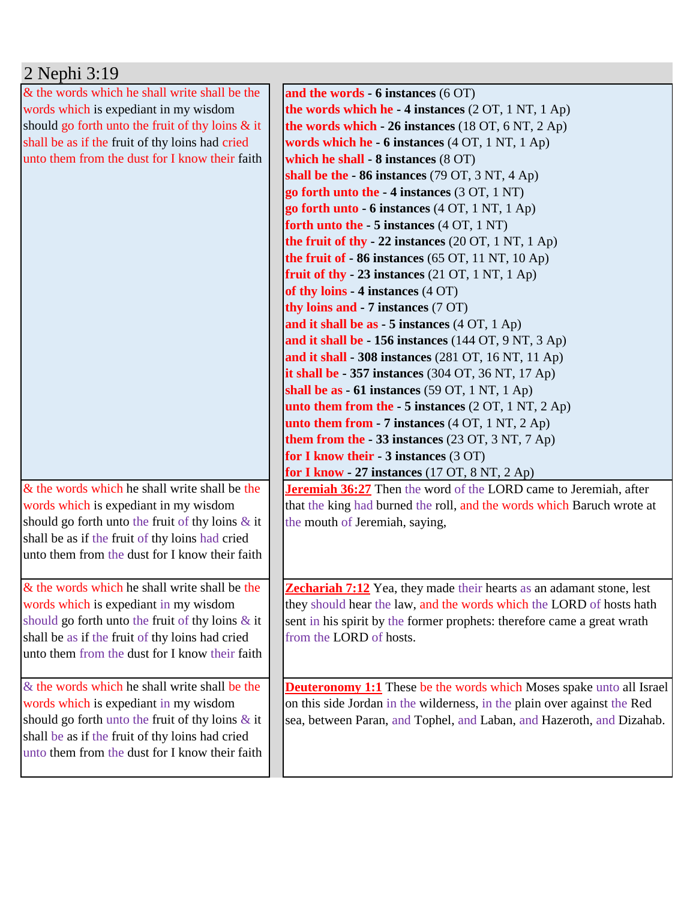# 2 Nephi 3:19

| & the words which he shall write shall be the words which is expediant in my wisdom should go forth unto the fruit of thy loins & it shall be as if the fruit of thy loins had cried unto them from the dust for I know their faith | **and the words - 6 instances** (6 OT)<br>**the words which he - 4 instances** (2 OT, 1 NT, 1 Ap)<br>**the words which - 26 instances** (18 OT, 6 NT, 2 Ap)<br>**words which he - 6 instances** (4 OT, 1 NT, 1 Ap)<br>**which he shall - 8 instances** (8 OT)<br>**shall be the - 86 instances** (79 OT, 3 NT, 4 Ap)<br>**go forth unto the - 4 instances** (3 OT, 1 NT)<br>**go forth unto - 6 instances** (4 OT, 1 NT, 1 Ap)<br>**forth unto the - 5 instances** (4 OT, 1 NT)<br>**the fruit of thy - 22 instances** (20 OT, 1 NT, 1 Ap)<br>**the fruit of - 86 instances** (65 OT, 11 NT, 10 Ap)<br>**fruit of thy - 23 instances** (21 OT, 1 NT, 1 Ap)<br>**of thy loins - 4 instances** (4 OT)<br>**thy loins and - 7 instances** (7 OT)<br>**and it shall be as - 5 instances** (4 OT, 1 Ap)<br>**and it shall be - 156 instances** (144 OT, 9 NT, 3 Ap)<br>**and it shall - 308 instances** (281 OT, 16 NT, 11 Ap)<br>**it shall be - 357 instances** (304 OT, 36 NT, 17 Ap)<br>**shall be as - 61 instances** (59 OT, 1 NT, 1 Ap)<br>**unto them from the - 5 instances** (2 OT, 1 NT, 2 Ap)<br>**unto them from - 7 instances** (4 OT, 1 NT, 2 Ap)<br>**them from the - 33 instances** (23 OT, 3 NT, 7 Ap)<br>**for I know their - 3 instances** (3 OT)<br>**for I know - 27 instances** (17 OT, 8 NT, 2 Ap) |
|---|---|
| & the words which he shall write shall be the words which is expediant in my wisdom should go forth unto the fruit of thy loins & it shall be as if the fruit of thy loins had cried unto them from the dust for I know their faith | **Jeremiah 36:27** Then the word of the LORD came to Jeremiah, after that the king had burned the roll, and the words which Baruch wrote at the mouth of Jeremiah, saying, |
| & the words which he shall write shall be the words which is expediant in my wisdom should go forth unto the fruit of thy loins & it shall be as if the fruit of thy loins had cried unto them from the dust for I know their faith | **Zechariah 7:12** Yea, they made their hearts as an adamant stone, lest they should hear the law, and the words which the LORD of hosts hath sent in his spirit by the former prophets: therefore came a great wrath from the LORD of hosts. |
| & the words which he shall write shall be the words which is expediant in my wisdom should go forth unto the fruit of thy loins & it shall be as if the fruit of thy loins had cried unto them from the dust for I know their faith | **Deuteronomy 1:1** These be the words which Moses spake unto all Israel on this side Jordan in the wilderness, in the plain over against the Red sea, between Paran, and Tophel, and Laban, and Hazeroth, and Dizahab. |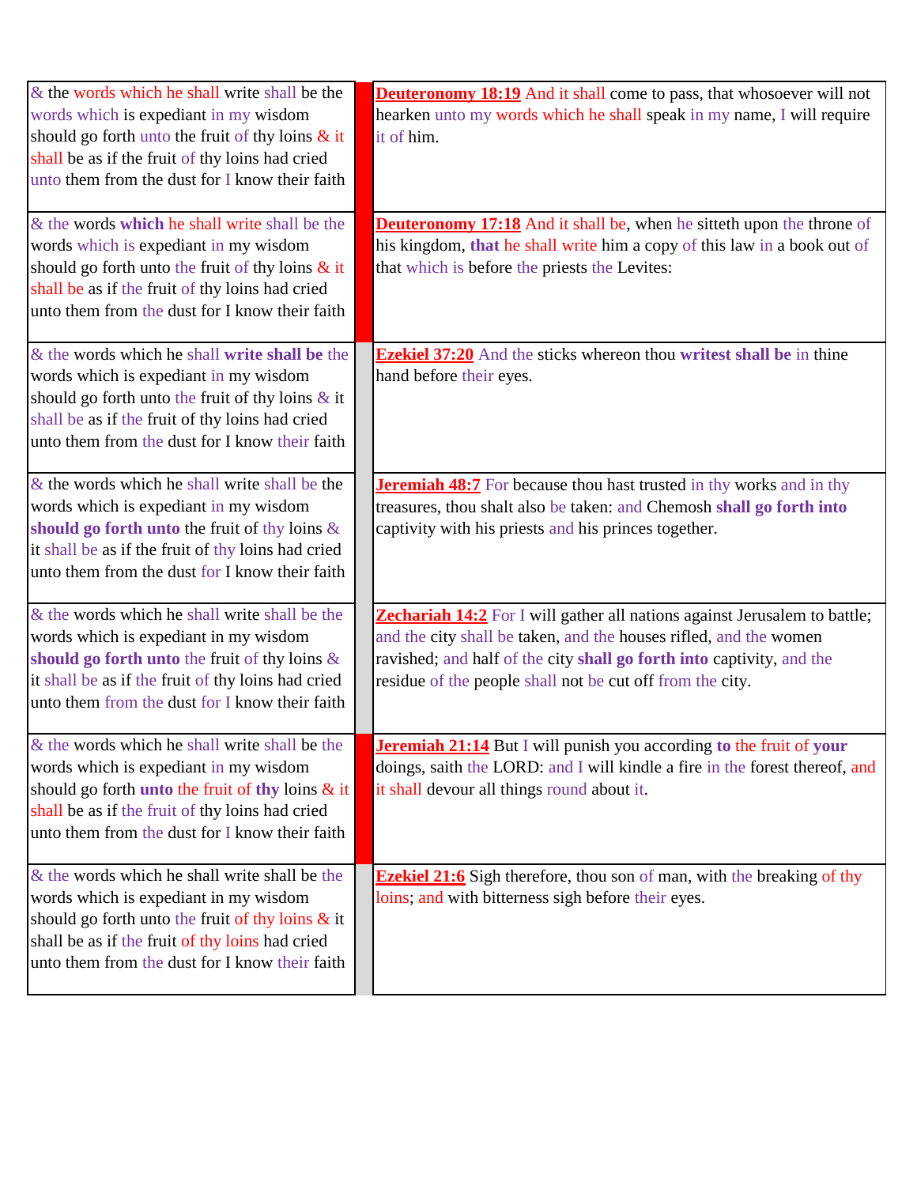| | | |
|---|---|---|
| & the words which he shall write shall be the words which is expediant in my wisdom should go forth unto the fruit of thy loins & it shall be as if the fruit of thy loins had cried unto them from the dust for I know their faith | | **Deuteronomy 18:19** And it shall come to pass, that whosoever will not hearken unto my words which he shall speak in my name, I will require it of him. |
| & the words **which** he shall write shall be the words which is expediant in my wisdom should go forth unto the fruit of thy loins & it shall be as if the fruit of thy loins had cried unto them from the dust for I know their faith | | **Deuteronomy 17:18** And it shall be, when he sitteth upon the throne of his kingdom, **that** he shall write him a copy of this law in a book out of that which is before the priests the Levites: |
| & the words which he shall **write shall be** the words which is expediant in my wisdom should go forth unto the fruit of thy loins & it shall be as if the fruit of thy loins had cried unto them from the dust for I know their faith | | **Ezekiel 37:20** And the sticks whereon thou **writest shall be** in thine hand before their eyes. |
| & the words which he shall write shall be the words which is expediant in my wisdom **should go forth unto** the fruit of thy loins & it shall be as if the fruit of thy loins had cried unto them from the dust for I know their faith | | **Jeremiah 48:7** For because thou hast trusted in thy works and in thy treasures, thou shalt also be taken: and Chemosh **shall go forth into** captivity with his priests and his princes together. |
| & the words which he shall write shall be the words which is expediant in my wisdom **should go forth unto** the fruit of thy loins & it shall be as if the fruit of thy loins had cried unto them from the dust for I know their faith | | **Zechariah 14:2** For I will gather all nations against Jerusalem to battle; and the city shall be taken, and the houses rifled, and the women ravished; and half of the city **shall go forth into** captivity, and the residue of the people shall not be cut off from the city. |
| & the words which he shall write shall be the words which is expediant in my wisdom should go forth **unto** the fruit of **thy** loins & it shall be as if the fruit of thy loins had cried unto them from the dust for I know their faith | | **Jeremiah 21:14** But I will punish you according **to** the fruit of **your** doings, saith the LORD: and I will kindle a fire in the forest thereof, and it shall devour all things round about it. |
| & the words which he shall write shall be the words which is expediant in my wisdom should go forth unto the fruit of thy loins & it shall be as if the fruit of thy loins had cried unto them from the dust for I know their faith | | **Ezekiel 21:6** Sigh therefore, thou son of man, with the breaking of thy loins; and with bitterness sigh before their eyes. |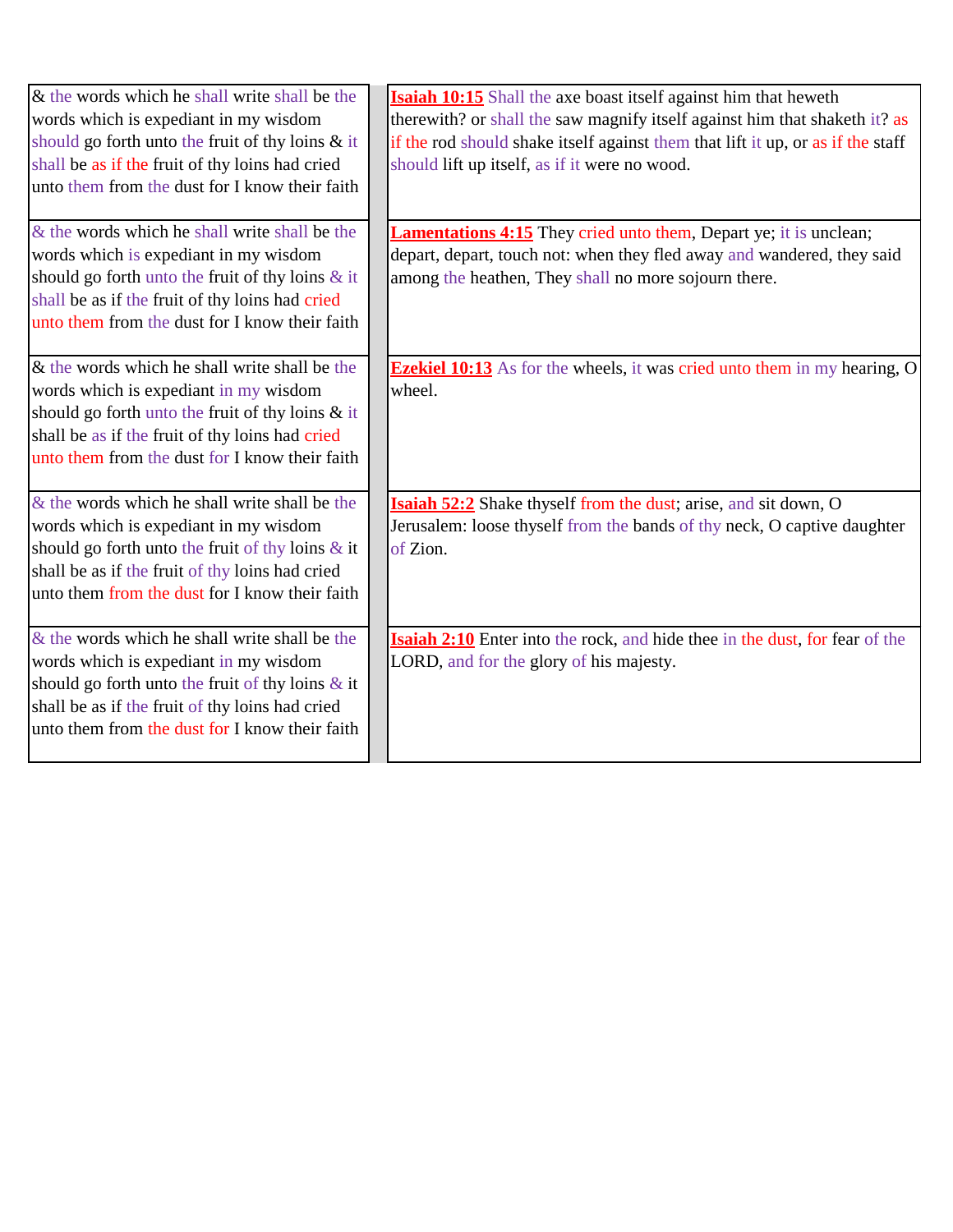| | |
|---|---|
| & the words which he shall write shall be the words which is expediant in my wisdom should go forth unto the fruit of thy loins & it shall be as if the fruit of thy loins had cried unto them from the dust for I know their faith | **Isaiah 10:15** Shall the axe boast itself against him that heweth therewith? or shall the saw magnify itself against him that shaketh it? as if the rod should shake itself against them that lift it up, or as if the staff should lift up itself, as if it were no wood. |
| & the words which he shall write shall be the words which is expediant in my wisdom should go forth unto the fruit of thy loins & it shall be as if the fruit of thy loins had cried unto them from the dust for I know their faith | **Lamentations 4:15** They cried unto them, Depart ye; it is unclean; depart, depart, touch not: when they fled away and wandered, they said among the heathen, They shall no more sojourn there. |
| & the words which he shall write shall be the words which is expediant in my wisdom should go forth unto the fruit of thy loins & it shall be as if the fruit of thy loins had cried unto them from the dust for I know their faith | **Ezekiel 10:13** As for the wheels, it was cried unto them in my hearing, O wheel. |
| & the words which he shall write shall be the words which is expediant in my wisdom should go forth unto the fruit of thy loins & it shall be as if the fruit of thy loins had cried unto them from the dust for I know their faith | **Isaiah 52:2** Shake thyself from the dust; arise, and sit down, O Jerusalem: loose thyself from the bands of thy neck, O captive daughter of Zion. |
| & the words which he shall write shall be the words which is expediant in my wisdom should go forth unto the fruit of thy loins & it shall be as if the fruit of thy loins had cried unto them from the dust for I know their faith | **Isaiah 2:10** Enter into the rock, and hide thee in the dust, for fear of the LORD, and for the glory of his majesty. |